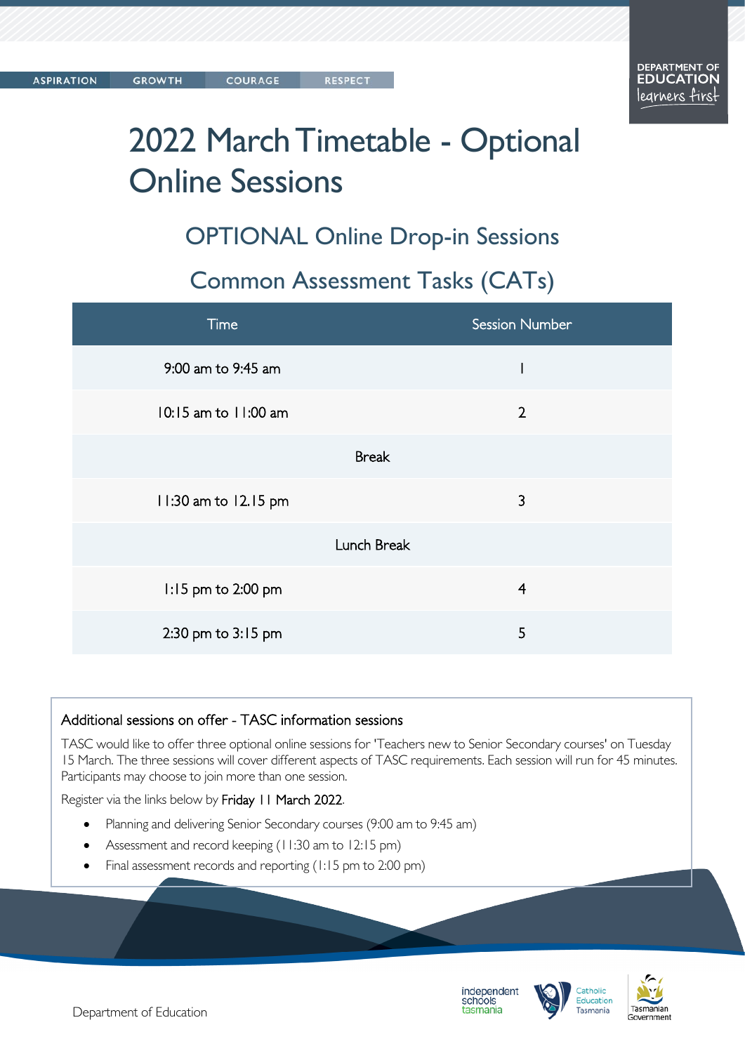ASPIRATION GROWTH COURAGE RESPECT

DEPARTMENT OF EDUCATION learners first

# 2022 March Timetable - Optional Online Sessions

## OPTIONAL Online Drop-in Sessions

## Common Assessment Tasks (CATs)

| Time | Session Number |
|---|---|
| 9:00 am to 9:45 am | 1 |
| 10:15 am to 11:00 am | 2 |
| Break | |
| 11:30 am to 12.15 pm | 3 |
| Lunch Break | |
| 1:15 pm to 2:00 pm | 4 |
| 2:30 pm to 3:15 pm | 5 |

### Additional sessions on offer - TASC information sessions

TASC would like to offer three optional online sessions for 'Teachers new to Senior Secondary courses' on Tuesday 15 March. The three sessions will cover different aspects of TASC requirements. Each session will run for 45 minutes. Participants may choose to join more than one session.

Register via the links below by Friday 11 March 2022.

- Planning and delivering Senior Secondary courses (9:00 am to 9:45 am)
- Assessment and record keeping (11:30 am to 12:15 pm)
- Final assessment records and reporting (1:15 pm to 2:00 pm)

Department of Education

independent schools tasmania | Catholic Education Tasmania | Tasmanian Government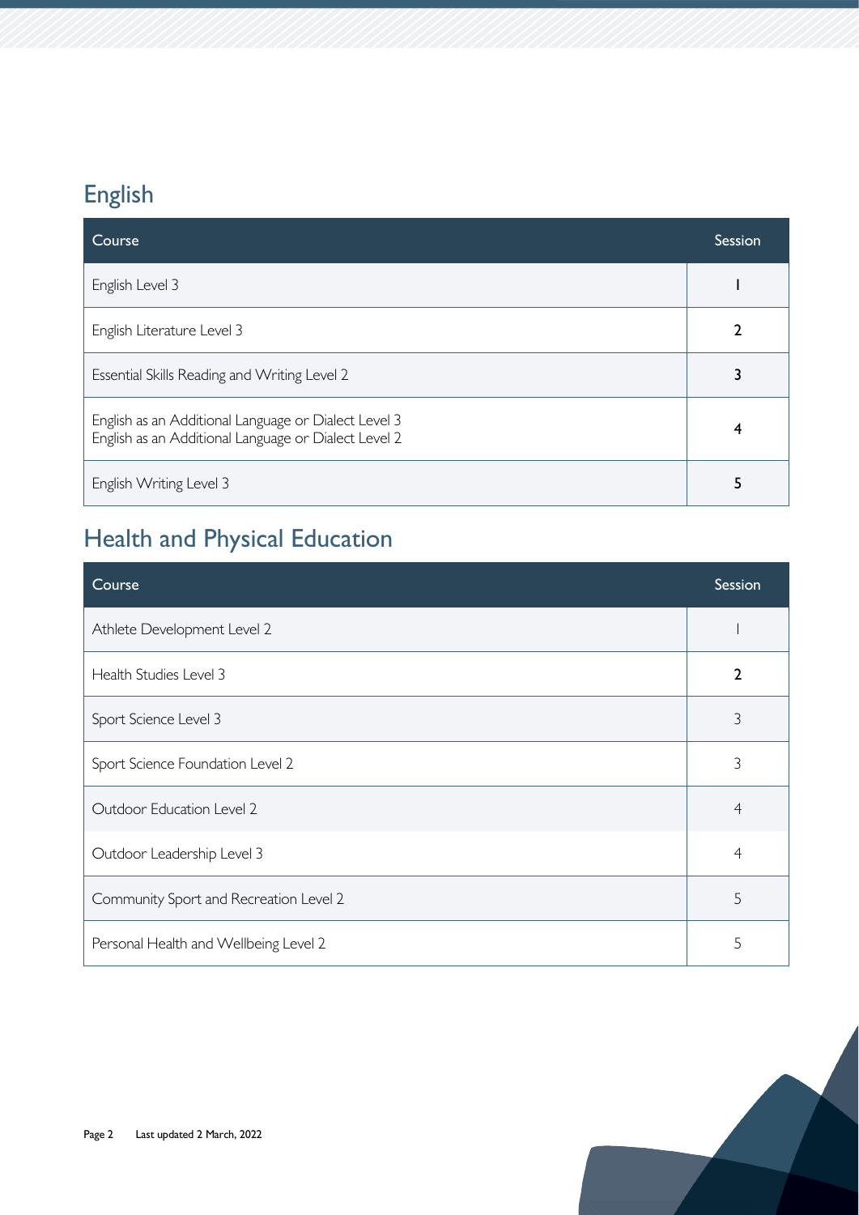## English

| Course | Session |
|---|---|
| English Level 3 | **1** |
| English Literature Level 3 | **2** |
| Essential Skills Reading and Writing Level 2 | **3** |
| English as an Additional Language or Dialect Level 3<br>English as an Additional Language or Dialect Level 2 | **4** |
| English Writing Level 3 | **5** |

## Health and Physical Education

| Course | Session |
|---|---|
| Athlete Development Level 2 | 1 |
| Health Studies Level 3 | **2** |
| Sport Science Level 3 | 3 |
| Sport Science Foundation Level 2 | 3 |
| Outdoor Education Level 2 | 4 |
| Outdoor Leadership Level 3 | 4 |
| Community Sport and Recreation Level 2 | 5 |
| Personal Health and Wellbeing Level 2 | 5 |

Last updated 2 March, 2022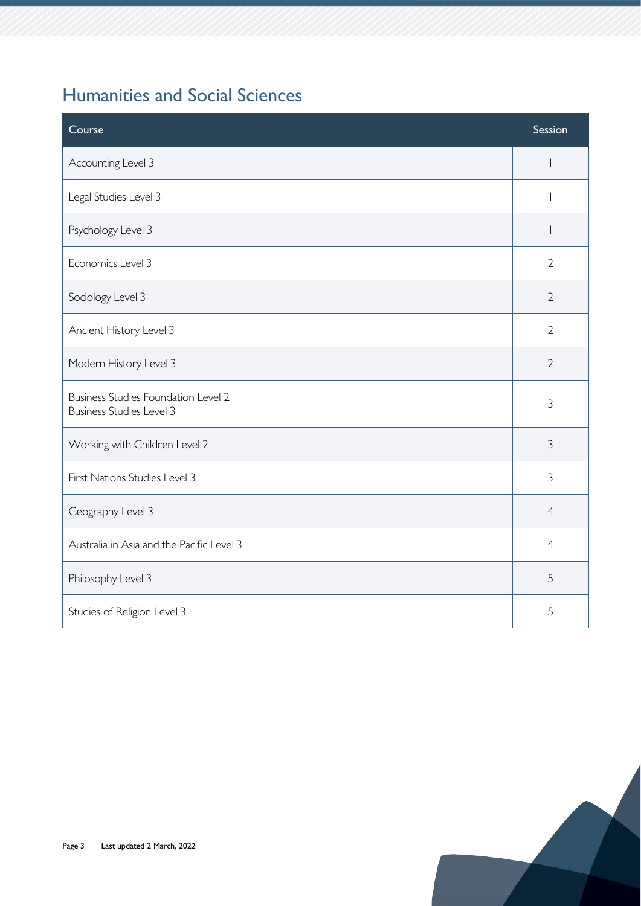## Humanities and Social Sciences

| Course | Session |
|---|---|
| Accounting Level 3 | 1 |
| Legal Studies Level 3 | 1 |
| Psychology Level 3 | 1 |
| Economics Level 3 | 2 |
| Sociology Level 3 | 2 |
| Ancient History Level 3 | 2 |
| Modern History Level 3 | 2 |
| Business Studies Foundation Level 2<br>Business Studies Level 3 | 3 |
| Working with Children Level 2 | 3 |
| First Nations Studies Level 3 | 3 |
| Geography Level 3 | 4 |
| Australia in Asia and the Pacific Level 3 | 4 |
| Philosophy Level 3 | 5 |
| Studies of Religion Level 3 | 5 |

Last updated 2 March, 2022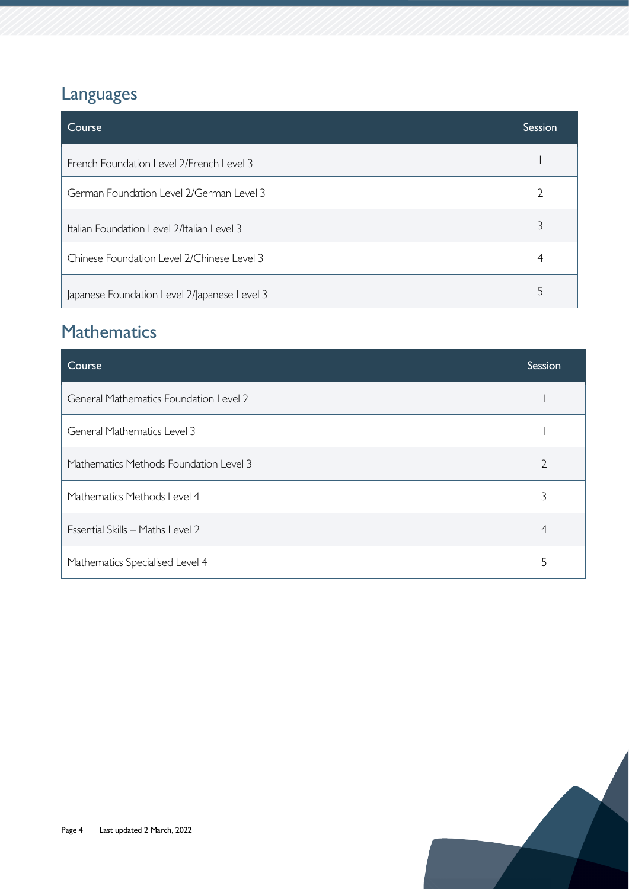## Languages

| Course | Session |
| --- | --- |
| French Foundation Level 2/French Level 3 | 1 |
| German Foundation Level 2/German Level 3 | 2 |
| Italian Foundation Level 2/Italian Level 3 | 3 |
| Chinese Foundation Level 2/Chinese Level 3 | 4 |
| Japanese Foundation Level 2/Japanese Level 3 | 5 |

## Mathematics

| Course | Session |
| --- | --- |
| General Mathematics Foundation Level 2 | 1 |
| General Mathematics Level 3 | 1 |
| Mathematics Methods Foundation Level 3 | 2 |
| Mathematics Methods Level 4 | 3 |
| Essential Skills – Maths Level 2 | 4 |
| Mathematics Specialised Level 4 | 5 |

Last updated 2 March, 2022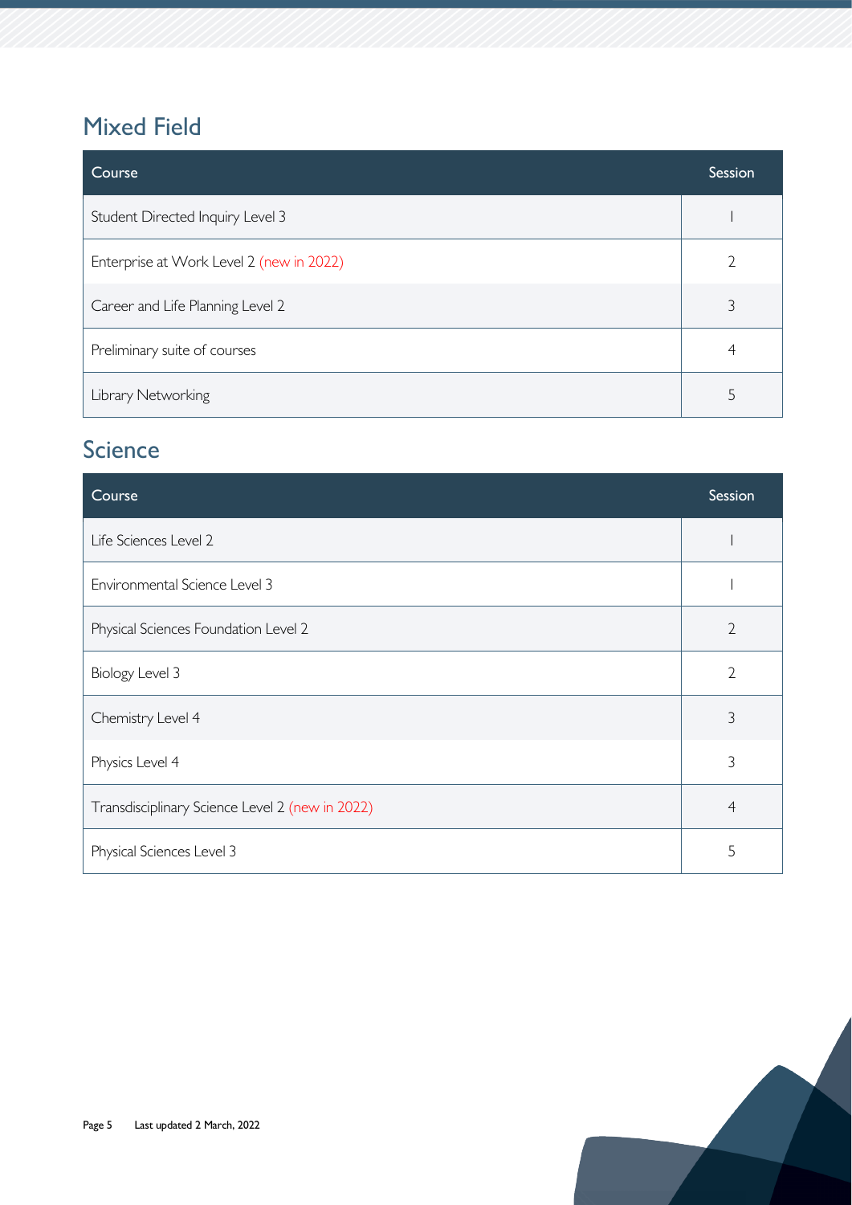## Mixed Field

| Course | Session |
|---|---|
| Student Directed Inquiry Level 3 | 1 |
| Enterprise at Work Level 2 (new in 2022) | 2 |
| Career and Life Planning Level 2 | 3 |
| Preliminary suite of courses | 4 |
| Library Networking | 5 |

## Science

| Course | Session |
|---|---|
| Life Sciences Level 2 | 1 |
| Environmental Science Level 3 | 1 |
| Physical Sciences Foundation Level 2 | 2 |
| Biology Level 3 | 2 |
| Chemistry Level 4 | 3 |
| Physics Level 4 | 3 |
| Transdisciplinary Science Level 2 (new in 2022) | 4 |
| Physical Sciences Level 3 | 5 |

Last updated 2 March, 2022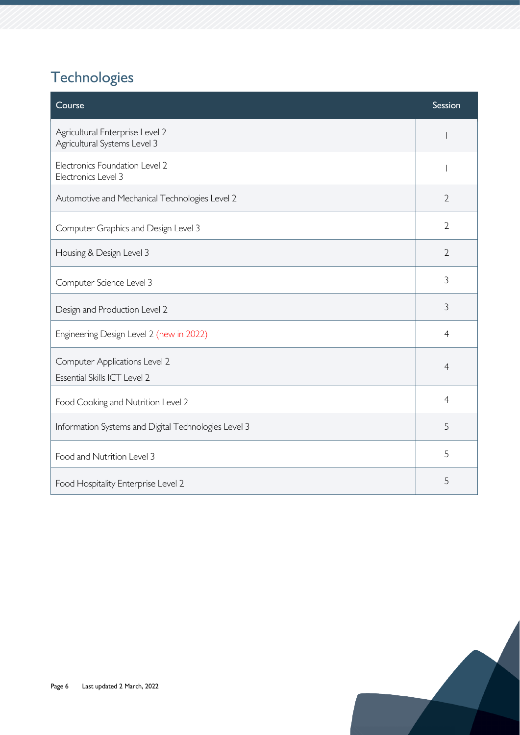## Technologies

| Course | Session |
| --- | --- |
| Agricultural Enterprise Level 2<br>Agricultural Systems Level 3 | 1 |
| Electronics Foundation Level 2<br>Electronics Level 3 | 1 |
| Automotive and Mechanical Technologies Level 2 | 2 |
| Computer Graphics and Design Level 3 | 2 |
| Housing & Design Level 3 | 2 |
| Computer Science Level 3 | 3 |
| Design and Production Level 2 | 3 |
| Engineering Design Level 2 (new in 2022) | 4 |
| Computer Applications Level 2<br>Essential Skills ICT Level 2 | 4 |
| Food Cooking and Nutrition Level 2 | 4 |
| Information Systems and Digital Technologies Level 3 | 5 |
| Food and Nutrition Level 3 | 5 |
| Food Hospitality Enterprise Level 2 | 5 |

Last updated 2 March, 2022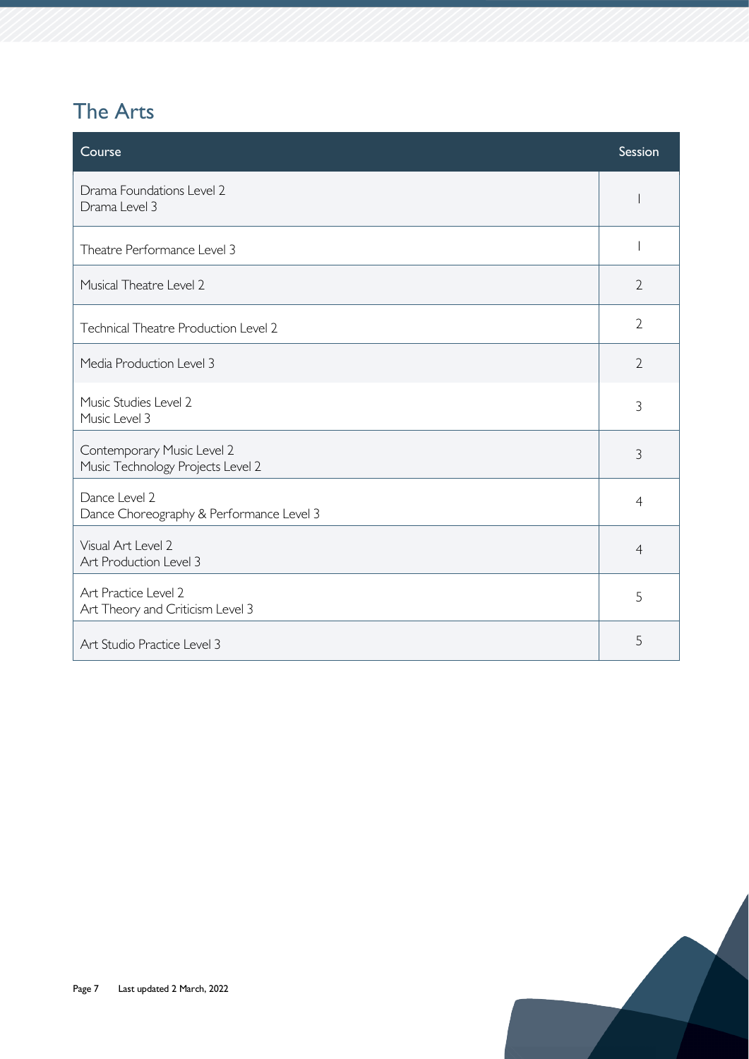## The Arts

| Course | Session |
|---|---|
| Drama Foundations Level 2<br>Drama Level 3 | 1 |
| Theatre Performance Level 3 | 1 |
| Musical Theatre Level 2 | 2 |
| Technical Theatre Production Level 2 | 2 |
| Media Production Level 3 | 2 |
| Music Studies Level 2<br>Music Level 3 | 3 |
| Contemporary Music Level 2<br>Music Technology Projects Level 2 | 3 |
| Dance Level 2<br>Dance Choreography & Performance Level 3 | 4 |
| Visual Art Level 2<br>Art Production Level 3 | 4 |
| Art Practice Level 2<br>Art Theory and Criticism Level 3 | 5 |
| Art Studio Practice Level 3 | 5 |

Last updated 2 March, 2022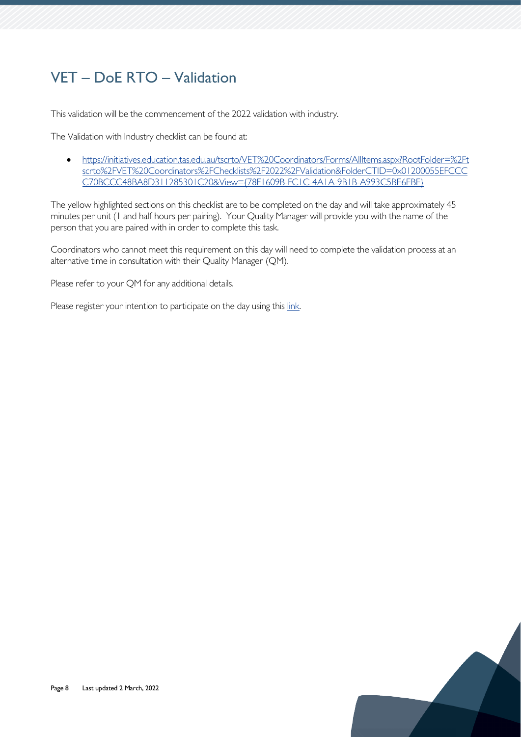# VET – DoE RTO – Validation

This validation will be the commencement of the 2022 validation with industry.

The Validation with Industry checklist can be found at:

- https://initiatives.education.tas.edu.au/tscrto/VET%20Coordinators/Forms/AllItems.aspx?RootFolder=%2Ftscrto%2FVET%20Coordinators%2FChecklists%2F2022%2FValidation&FolderCTID=0x01200055EFCCCC70BCCC48BA8D31128530IC20&View={78F1609B-FC1C-4A1A-9B1B-A993C5BE6EBE}

The yellow highlighted sections on this checklist are to be completed on the day and will take approximately 45 minutes per unit (1 and half hours per pairing). Your Quality Manager will provide you with the name of the person that you are paired with in order to complete this task.

Coordinators who cannot meet this requirement on this day will need to complete the validation process at an alternative time in consultation with their Quality Manager (QM).

Please refer to your QM for any additional details.

Please register your intention to participate on the day using this link.